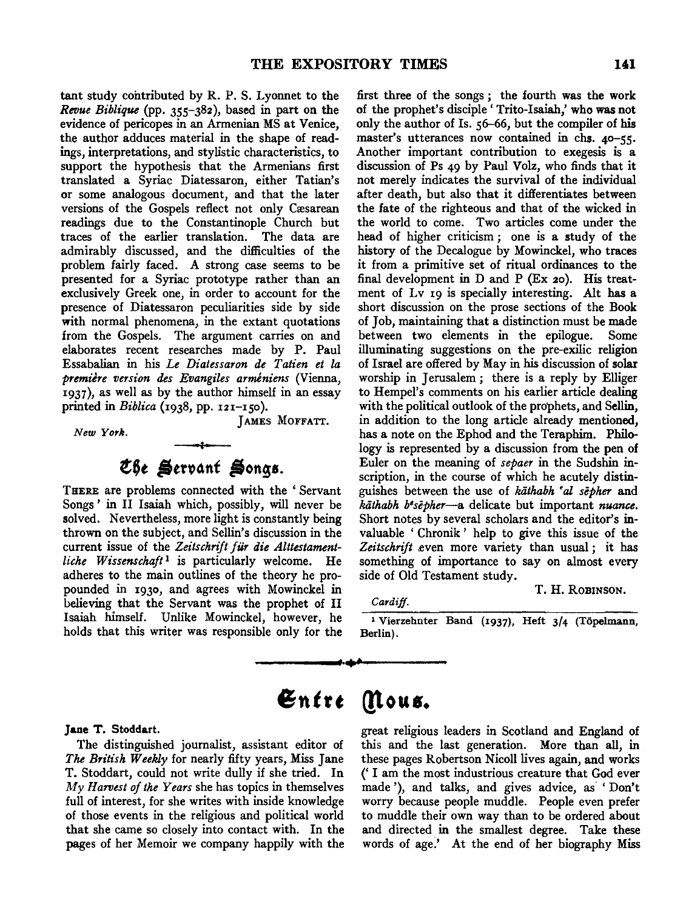tant study contributed by R. P. S. Lyonnet to the *Revue Biblique* (pp. 355–382), based in part on the evidence of pericopes in an Armenian MS at Venice, the author adduces material in the shape of readings, interpretations, and stylistic characteristics, to support the hypothesis that the Armenians first translated a Syriac Diatessaron, either Tatian's or some analogous document, and that the later versions of the Gospels reflect not only Cæsarean readings due to the Constantinople Church but traces of the earlier translation. The data are admirably discussed, and the difficulties of the problem fairly faced. A strong case seems to be presented for a Syriac prototype rather than an exclusively Greek one, in order to account for the presence of Diatessaron peculiarities side by side with normal phenomena, in the extant quotations from the Gospels. The argument carries on and elaborates recent researches made by P. Paul Essabalian in his *Le Diatessaron de Tatien et la première version des Evangiles arméniens* (Vienna, 1937), as well as by the author himself in an essay printed in *Biblica* (1938, pp. 121–150).

JAMES MOFFATT.

*New York.*

## The Servant Songs.

THERE are problems connected with the 'Servant Songs' in II Isaiah which, possibly, will never be solved. Nevertheless, more light is constantly being thrown on the subject, and Sellin's discussion in the current issue of the *Zeitschrift für die Alttestamentliche Wissenschaft*[1] is particularly welcome. He adheres to the main outlines of the theory he propounded in 1930, and agrees with Mowinckel in believing that the Servant was the prophet of II Isaiah himself. Unlike Mowinckel, however, he holds that this writer was responsible only for the first three of the songs; the fourth was the work of the prophet's disciple 'Trito-Isaiah,' who was not only the author of Is. 56–66, but the compiler of his master's utterances now contained in chs. 40–55. Another important contribution to exegesis is a discussion of Ps 49 by Paul Volz, who finds that it not merely indicates the survival of the individual after death, but also that it differentiates between the fate of the righteous and that of the wicked in the world to come. Two articles come under the head of higher criticism; one is a study of the history of the Decalogue by Mowinckel, who traces it from a primitive set of ritual ordinances to the final development in D and P (Ex 20). His treatment of Lv 19 is specially interesting. Alt has a short discussion on the prose sections of the Book of Job, maintaining that a distinction must be made between two elements in the epilogue. Some illuminating suggestions on the pre-exilic religion of Israel are offered by May in his discussion of solar worship in Jerusalem; there is a reply by Elliger to Hempel's comments on his earlier article dealing with the political outlook of the prophets, and Sellin, in addition to the long article already mentioned, has a note on the Ephod and the Teraphim. Philology is represented by a discussion from the pen of Euler on the meaning of *sepaer* in the Sudshin inscription, in the course of which he acutely distinguishes between the use of *kāthabh ʿal sēpher* and *kāthabh bᵉsēpher*—a delicate but important *nuance*. Short notes by several scholars and the editor's invaluable 'Chronik' help to give this issue of the *Zeitschrift* even more variety than usual; it has something of importance to say on almost every side of Old Testament study.

T. H. ROBINSON.

*Cardiff.*

[1] Vierzehnter Band (1937), Heft 3/4 (Töpelmann, Berlin).

# Entre Nous.

**Jane T. Stoddart.**

The distinguished journalist, assistant editor of *The British Weekly* for nearly fifty years, Miss Jane T. Stoddart, could not write dully if she tried. In *My Harvest of the Years* she has topics in themselves full of interest, for she writes with inside knowledge of those events in the religious and political world that she came so closely into contact with. In the pages of her Memoir we company happily with the great religious leaders in Scotland and England of this and the last generation. More than all, in these pages Robertson Nicoll lives again, and works ('I am the most industrious creature that God ever made'), and talks, and gives advice, as 'Don't worry because people muddle. People even prefer to muddle their own way than to be ordered about and directed in the smallest degree. Take these words of age.' At the end of her biography Miss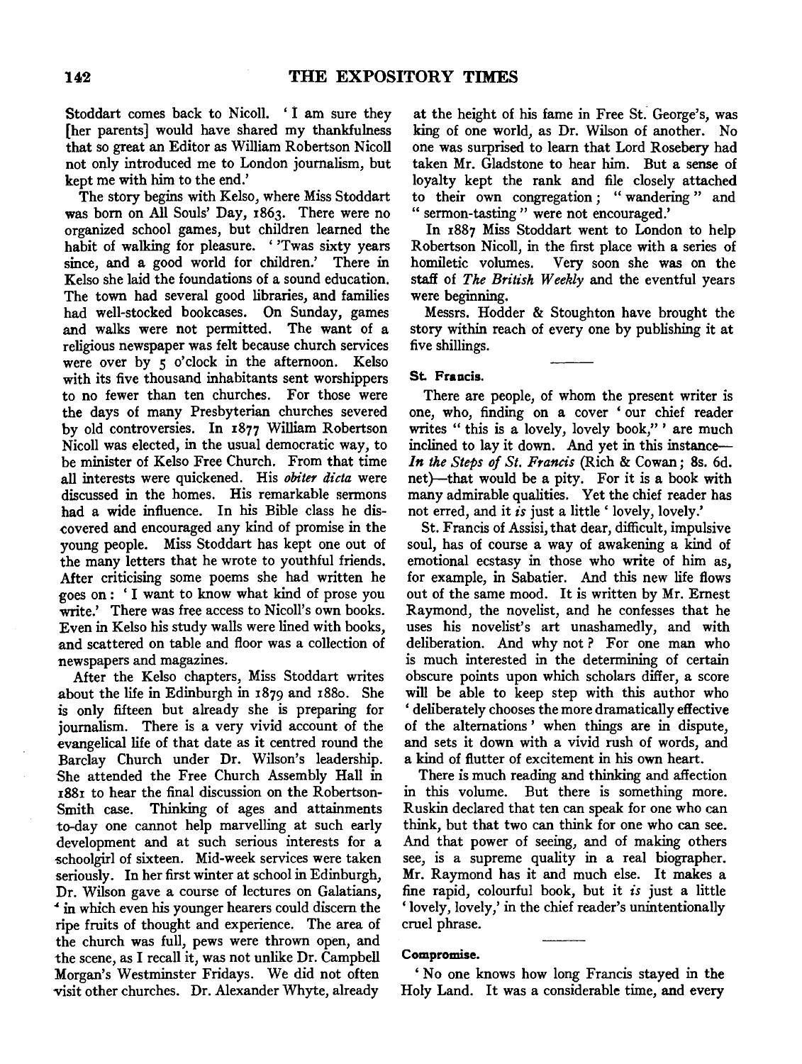Stoddart comes back to Nicoll. 'I am sure they [her parents] would have shared my thankfulness that so great an Editor as William Robertson Nicoll not only introduced me to London journalism, but kept me with him to the end.'

The story begins with Kelso, where Miss Stoddart was born on All Souls' Day, 1863. There were no organized school games, but children learned the habit of walking for pleasure. ''Twas sixty years since, and a good world for children.' There in Kelso she laid the foundations of a sound education. The town had several good libraries, and families had well-stocked bookcases. On Sunday, games and walks were not permitted. The want of a religious newspaper was felt because church services were over by 5 o'clock in the afternoon. Kelso with its five thousand inhabitants sent worshippers to no fewer than ten churches. For those were the days of many Presbyterian churches severed by old controversies. In 1877 William Robertson Nicoll was elected, in the usual democratic way, to be minister of Kelso Free Church. From that time all interests were quickened. His *obiter dicta* were discussed in the homes. His remarkable sermons had a wide influence. In his Bible class he discovered and encouraged any kind of promise in the young people. Miss Stoddart has kept one out of the many letters that he wrote to youthful friends. After criticising some poems she had written he goes on: 'I want to know what kind of prose you write.' There was free access to Nicoll's own books. Even in Kelso his study walls were lined with books, and scattered on table and floor was a collection of newspapers and magazines.

After the Kelso chapters, Miss Stoddart writes about the life in Edinburgh in 1879 and 1880. She is only fifteen but already she is preparing for journalism. There is a very vivid account of the evangelical life of that date as it centred round the Barclay Church under Dr. Wilson's leadership. She attended the Free Church Assembly Hall in 1881 to hear the final discussion on the Robertson-Smith case. Thinking of ages and attainments to-day one cannot help marvelling at such early development and at such serious interests for a schoolgirl of sixteen. Mid-week services were taken seriously. In her first winter at school in Edinburgh, Dr. Wilson gave a course of lectures on Galatians, 'in which even his younger hearers could discern the ripe fruits of thought and experience. The area of the church was full, pews were thrown open, and the scene, as I recall it, was not unlike Dr. Campbell Morgan's Westminster Fridays. We did not often visit other churches. Dr. Alexander Whyte, already at the height of his fame in Free St. George's, was king of one world, as Dr. Wilson of another. No one was surprised to learn that Lord Rosebery had taken Mr. Gladstone to hear him. But a sense of loyalty kept the rank and file closely attached to their own congregation; "wandering" and "sermon-tasting" were not encouraged.'

In 1887 Miss Stoddart went to London to help Robertson Nicoll, in the first place with a series of homiletic volumes. Very soon she was on the staff of *The British Weekly* and the eventful years were beginning.

Messrs. Hodder & Stoughton have brought the story within reach of every one by publishing it at five shillings.

### St. Francis.

There are people, of whom the present writer is one, who, finding on a cover 'our chief reader writes "this is a lovely, lovely book,"' are much inclined to lay it down. And yet in this instance—*In the Steps of St. Francis* (Rich & Cowan; 8s. 6d. net)—that would be a pity. For it is a book with many admirable qualities. Yet the chief reader has not erred, and it *is* just a little 'lovely, lovely.'

St. Francis of Assisi, that dear, difficult, impulsive soul, has of course a way of awakening a kind of emotional ecstasy in those who write of him as, for example, in Sabatier. And this new life flows out of the same mood. It is written by Mr. Ernest Raymond, the novelist, and he confesses that he uses his novelist's art unashamedly, and with deliberation. And why not? For one man who is much interested in the determining of certain obscure points upon which scholars differ, a score will be able to keep step with this author who 'deliberately chooses the more dramatically effective of the alternations' when things are in dispute, and sets it down with a vivid rush of words, and a kind of flutter of excitement in his own heart.

There is much reading and thinking and affection in this volume. But there is something more. Ruskin declared that ten can speak for one who can think, but that two can think for one who can see. And that power of seeing, and of making others see, is a supreme quality in a real biographer. Mr. Raymond has it and much else. It makes a fine rapid, colourful book, but it *is* just a little 'lovely, lovely,' in the chief reader's unintentionally cruel phrase.

### Compromise.

'No one knows how long Francis stayed in the Holy Land. It was a considerable time, and every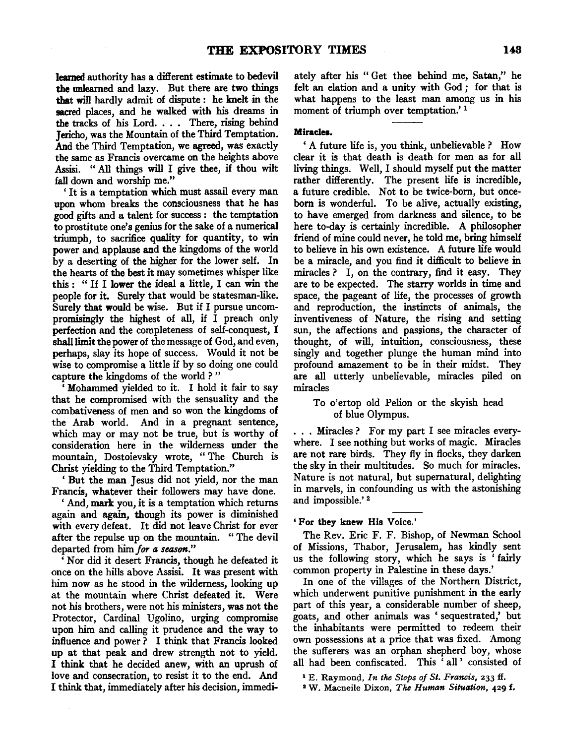learned authority has a different estimate to bedevil the unlearned and lazy. But there are two things that will hardly admit of dispute: he knelt in the sacred places, and he walked with his dreams in the tracks of his Lord. . . . There, rising behind Jericho, was the Mountain of the Third Temptation. And the Third Temptation, we agreed, was exactly the same as Francis overcame on the heights above Assisi. "All things will I give thee, if thou wilt fall down and worship me."

'It is a temptation which must assail every man upon whom breaks the consciousness that he has good gifts and a talent for success: the temptation to prostitute one's genius for the sake of a numerical triumph, to sacrifice quality for quantity, to win power and applause and the kingdoms of the world by a deserting of the higher for the lower self. In the hearts of the best it may sometimes whisper like this: "If I lower the ideal a little, I can win the people for it. Surely that would be statesman-like. Surely that would be wise. But if I pursue uncompromisingly the highest of all, if I preach only perfection and the completeness of self-conquest, I shall limit the power of the message of God, and even, perhaps, slay its hope of success. Would it not be wise to compromise a little if by so doing one could capture the kingdoms of the world?"

'Mohammed yielded to it. I hold it fair to say that he compromised with the sensuality and the combativeness of men and so won the kingdoms of the Arab world. And in a pregnant sentence, which may or may not be true, but is worthy of consideration here in the wilderness under the mountain, Dostoievsky wrote, "The Church is Christ yielding to the Third Temptation."

'But the man Jesus did not yield, nor the man Francis, whatever their followers may have done.

'And, mark you, it is a temptation which returns again and again, though its power is diminished with every defeat. It did not leave Christ for ever after the repulse up on the mountain. "The devil departed from him *for a season*."

'Nor did it desert Francis, though he defeated it once on the hills above Assisi. It was present with him now as he stood in the wilderness, looking up at the mountain where Christ defeated it. Were not his brothers, were not his ministers, was not the Protector, Cardinal Ugolino, urging compromise upon him and calling it prudence and the way to influence and power? I think that Francis looked up at that peak and drew strength not to yield. I think that he decided anew, with an uprush of love and consecration, to resist it to the end. And I think that, immediately after his decision, immediately after his "Get thee behind me, Satan," he felt an elation and a unity with God; for that is what happens to the least man among us in his moment of triumph over temptation.'[1]

---

#### Miracles.

'A future life is, you think, unbelievable? How clear it is that death is death for men as for all living things. Well, I should myself put the matter rather differently. The present life is incredible, a future credible. Not to be twice-born, but once-born is wonderful. To be alive, actually existing, to have emerged from darkness and silence, to be here to-day is certainly incredible. A philosopher friend of mine could never, he told me, bring himself to believe in his own existence. A future life would be a miracle, and you find it difficult to believe in miracles? I, on the contrary, find it easy. They are to be expected. The starry worlds in time and space, the pageant of life, the processes of growth and reproduction, the instincts of animals, the inventiveness of Nature, the rising and setting sun, the affections and passions, the character of thought, of will, intuition, consciousness, these singly and together plunge the human mind into profound amazement to be in their midst. They are all utterly unbelievable, miracles piled on miracles

> To o'ertop old Pelion or the skyish head
> of blue Olympus.

. . . Miracles? For my part I see miracles everywhere. I see nothing but works of magic. Miracles are not rare birds. They fly in flocks, they darken the sky in their multitudes. So much for miracles. Nature is not natural, but supernatural, delighting in marvels, in confounding us with the astonishing and impossible.'[2]

---

#### 'For they knew His Voice.'

The Rev. Eric F. F. Bishop, of Newman School of Missions, Thabor, Jerusalem, has kindly sent us the following story, which he says is 'fairly common property in Palestine in these days.'

In one of the villages of the Northern District, which underwent punitive punishment in the early part of this year, a considerable number of sheep, goats, and other animals was 'sequestrated,' but the inhabitants were permitted to redeem their own possessions at a price that was fixed. Among the sufferers was an orphan shepherd boy, whose all had been confiscated. This 'all' consisted of

[1] E. Raymond, *In the Steps of St. Francis*, 233 ff.

[2] W. Macneile Dixon, *The Human Situation*, 429 f.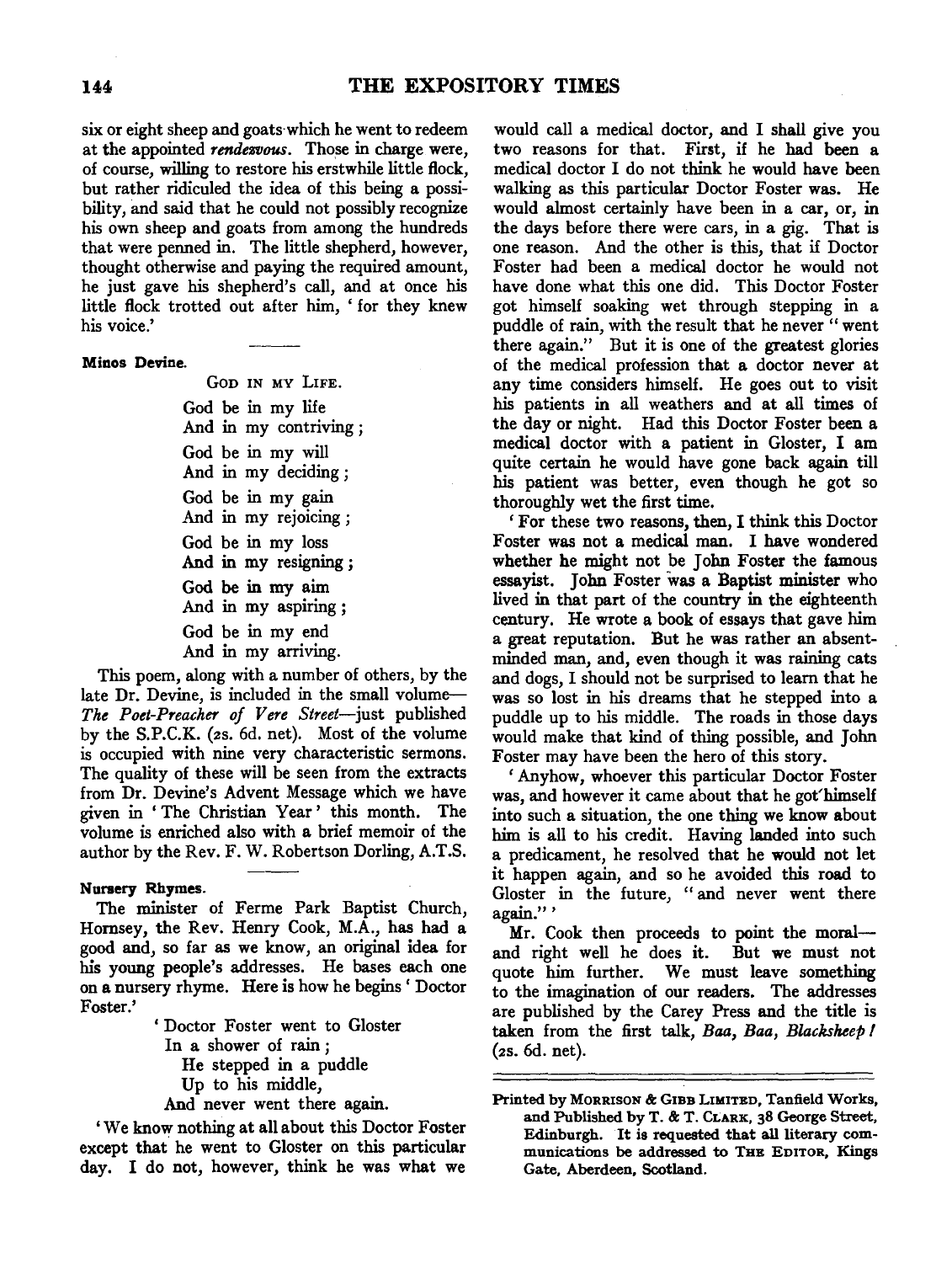six or eight sheep and goats which he went to redeem at the appointed *rendezvous*. Those in charge were, of course, willing to restore his erstwhile little flock, but rather ridiculed the idea of this being a possibility, and said that he could not possibly recognize his own sheep and goats from among the hundreds that were penned in. The little shepherd, however, thought otherwise and paying the required amount, he just gave his shepherd's call, and at once his little flock trotted out after him, 'for they knew his voice.'

---

**Minos Devine.**

God in my Life.

God be in my life
And in my contriving;
God be in my will
And in my deciding;
God be in my gain
And in my rejoicing;
God be in my loss
And in my resigning;
God be in my aim
And in my aspiring;
God be in my end
And in my arriving.

This poem, along with a number of others, by the late Dr. Devine, is included in the small volume—*The Poet-Preacher of Vere Street*—just published by the S.P.C.K. (2s. 6d. net). Most of the volume is occupied with nine very characteristic sermons. The quality of these will be seen from the extracts from Dr. Devine's Advent Message which we have given in 'The Christian Year' this month. The volume is enriched also with a brief memoir of the author by the Rev. F. W. Robertson Dorling, A.T.S.

---

**Nursery Rhymes.**

The minister of Ferme Park Baptist Church, Hornsey, the Rev. Henry Cook, M.A., has had a good and, so far as we know, an original idea for his young people's addresses. He bases each one on a nursery rhyme. Here is how he begins 'Doctor Foster.'

'Doctor Foster went to Gloster
In a shower of rain;
He stepped in a puddle
Up to his middle,
And never went there again.

'We know nothing at all about this Doctor Foster except that he went to Gloster on this particular day. I do not, however, think he was what we would call a medical doctor, and I shall give you two reasons for that. First, if he had been a medical doctor I do not think he would have been walking as this particular Doctor Foster was. He would almost certainly have been in a car, or, in the days before there were cars, in a gig. That is one reason. And the other is this, that if Doctor Foster had been a medical doctor he would not have done what this one did. This Doctor Foster got himself soaking wet through stepping in a puddle of rain, with the result that he never "went there again." But it is one of the greatest glories of the medical profession that a doctor never at any time considers himself. He goes out to visit his patients in all weathers and at all times of the day or night. Had this Doctor Foster been a medical doctor with a patient in Gloster, I am quite certain he would have gone back again till his patient was better, even though he got so thoroughly wet the first time.

'For these two reasons, then, I think this Doctor Foster was not a medical man. I have wondered whether he might not be John Foster the famous essayist. John Foster was a Baptist minister who lived in that part of the country in the eighteenth century. He wrote a book of essays that gave him a great reputation. But he was rather an absent-minded man, and, even though it was raining cats and dogs, I should not be surprised to learn that he was so lost in his dreams that he stepped into a puddle up to his middle. The roads in those days would make that kind of thing possible, and John Foster may have been the hero of this story.

'Anyhow, whoever this particular Doctor Foster was, and however it came about that he got himself into such a situation, the one thing we know about him is all to his credit. Having landed into such a predicament, he resolved that he would not let it happen again, and so he avoided this road to Gloster in the future, "and never went there again."'

Mr. Cook then proceeds to point the moral—and right well he does it. But we must not quote him further. We must leave something to the imagination of our readers. The addresses are published by the Carey Press and the title is taken from the first talk, *Baa, Baa, Blacksheep!* (2s. 6d. net).

---

Printed by Morrison & Gibb Limited, Tanfield Works, and Published by T. & T. Clark, 38 George Street, Edinburgh. It is requested that all literary communications be addressed to The Editor, Kings Gate, Aberdeen, Scotland.